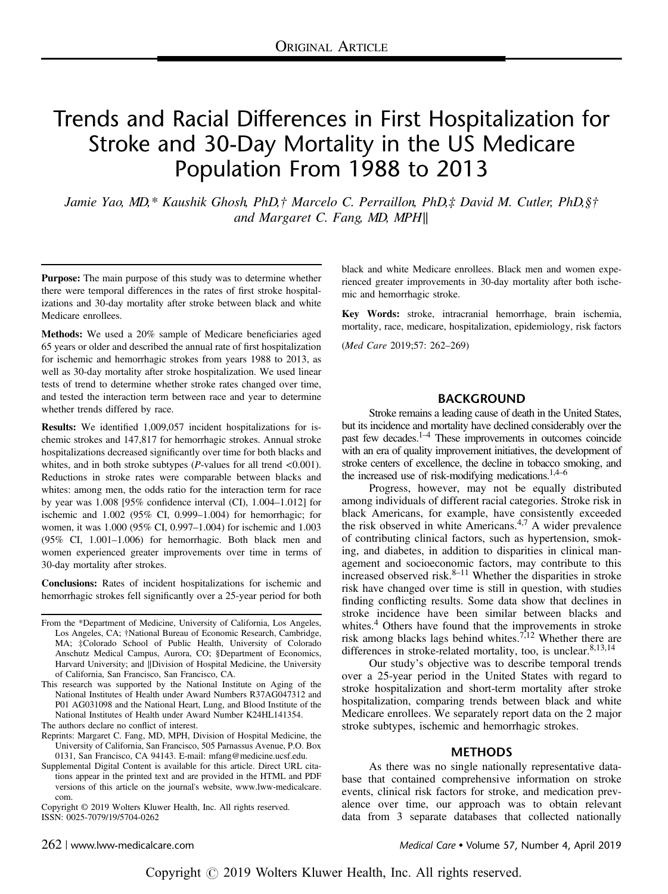# Trends and Racial Differences in First Hospitalization for Stroke and 30-Day Mortality in the US Medicare Population From 1988 to 2013

*Jamie Yao, MD,\* Kaushik Ghosh, PhD,† Marcelo C. Perraillon, PhD,‡ David M. Cutler, PhD,§† and Margaret C. Fang, MD, MPH∥*

**Purpose:** The main purpose of this study was to determine whether there were temporal differences in the rates of first stroke hospitalizations and 30-day mortality after stroke between black and white Medicare enrollees.

**Methods:** We used a 20% sample of Medicare beneficiaries aged 65 years or older and described the annual rate of first hospitalization for ischemic and hemorrhagic strokes from years 1988 to 2013, as well as 30-day mortality after stroke hospitalization. We used linear tests of trend to determine whether stroke rates changed over time, and tested the interaction term between race and year to determine whether trends differed by race.

**Results:** We identified 1,009,057 incident hospitalizations for ischemic strokes and 147,817 for hemorrhagic strokes. Annual stroke hospitalizations decreased significantly over time for both blacks and whites, and in both stroke subtypes ($P$-values for all trend <0.001). Reductions in stroke rates were comparable between blacks and whites: among men, the odds ratio for the interaction term for race by year was 1.008 [95% confidence interval (CI), 1.004–1.012] for ischemic and 1.002 (95% CI, 0.999–1.004) for hemorrhagic; for women, it was 1.000 (95% CI, 0.997–1.004) for ischemic and 1.003 (95% CI, 1.001–1.006) for hemorrhagic. Both black men and women experienced greater improvements over time in terms of 30-day mortality after strokes.

**Conclusions:** Rates of incident hospitalizations for ischemic and hemorrhagic strokes fell significantly over a 25-year period for both black and white Medicare enrollees. Black men and women experienced greater improvements in 30-day mortality after both ischemic and hemorrhagic stroke.

**Key Words:** stroke, intracranial hemorrhage, brain ischemia, mortality, race, medicare, hospitalization, epidemiology, risk factors

(*Med Care* 2019;57: 262–269)

From the \*Department of Medicine, University of California, Los Angeles, Los Angeles, CA; †National Bureau of Economic Research, Cambridge, MA; ‡Colorado School of Public Health, University of Colorado Anschutz Medical Campus, Aurora, CO; §Department of Economics, Harvard University; and ∥Division of Hospital Medicine, the University of California, San Francisco, San Francisco, CA.

This research was supported by the National Institute on Aging of the National Institutes of Health under Award Numbers R37AG047312 and P01 AG031098 and the National Heart, Lung, and Blood Institute of the National Institutes of Health under Award Number K24HL141354.

The authors declare no conflict of interest.

Reprints: Margaret C. Fang, MD, MPH, Division of Hospital Medicine, the University of California, San Francisco, 505 Parnassus Avenue, P.O. Box 0131, San Francisco, CA 94143. E-mail: mfang@medicine.ucsf.edu.

Supplemental Digital Content is available for this article. Direct URL citations appear in the printed text and are provided in the HTML and PDF versions of this article on the journal's website, www.lww-medicalcare.com.

Copyright © 2019 Wolters Kluwer Health, Inc. All rights reserved.
ISSN: 0025-7079/19/5704-0262

## BACKGROUND

Stroke remains a leading cause of death in the United States, but its incidence and mortality have declined considerably over the past few decades.[1–4] These improvements in outcomes coincide with an era of quality improvement initiatives, the development of stroke centers of excellence, the decline in tobacco smoking, and the increased use of risk-modifying medications.[1,4–6]

Progress, however, may not be equally distributed among individuals of different racial categories. Stroke risk in black Americans, for example, have consistently exceeded the risk observed in white Americans.[4,7] A wider prevalence of contributing clinical factors, such as hypertension, smoking, and diabetes, in addition to disparities in clinical management and socioeconomic factors, may contribute to this increased observed risk.[8–11] Whether the disparities in stroke risk have changed over time is still in question, with studies finding conflicting results. Some data show that declines in stroke incidence have been similar between blacks and whites.[4] Others have found that the improvements in stroke risk among blacks lags behind whites.[7,12] Whether there are differences in stroke-related mortality, too, is unclear.[8,13,14]

Our study's objective was to describe temporal trends over a 25-year period in the United States with regard to stroke hospitalization and short-term mortality after stroke hospitalization, comparing trends between black and white Medicare enrollees. We separately report data on the 2 major stroke subtypes, ischemic and hemorrhagic strokes.

## METHODS

As there was no single nationally representative database that contained comprehensive information on stroke events, clinical risk factors for stroke, and medication prevalence over time, our approach was to obtain relevant data from 3 separate databases that collected nationally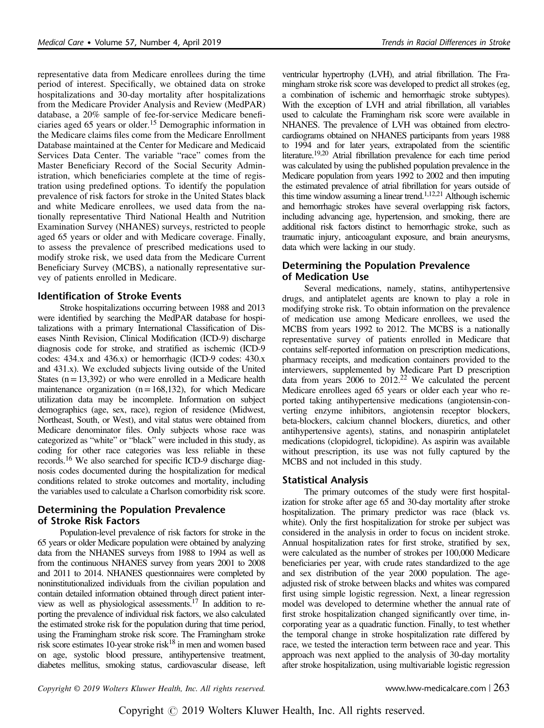representative data from Medicare enrollees during the time period of interest. Specifically, we obtained data on stroke hospitalizations and 30-day mortality after hospitalizations from the Medicare Provider Analysis and Review (MedPAR) database, a 20% sample of fee-for-service Medicare beneficiaries aged 65 years or older.[15] Demographic information in the Medicare claims files come from the Medicare Enrollment Database maintained at the Center for Medicare and Medicaid Services Data Center. The variable "race" comes from the Master Beneficiary Record of the Social Security Administration, which beneficiaries complete at the time of registration using predefined options. To identify the population prevalence of risk factors for stroke in the United States black and white Medicare enrollees, we used data from the nationally representative Third National Health and Nutrition Examination Survey (NHANES) surveys, restricted to people aged 65 years or older and with Medicare coverage. Finally, to assess the prevalence of prescribed medications used to modify stroke risk, we used data from the Medicare Current Beneficiary Survey (MCBS), a nationally representative survey of patients enrolled in Medicare.

### Identification of Stroke Events

Stroke hospitalizations occurring between 1988 and 2013 were identified by searching the MedPAR database for hospitalizations with a primary International Classification of Diseases Ninth Revision, Clinical Modification (ICD-9) discharge diagnosis code for stroke, and stratified as ischemic (ICD-9 codes: 434.x and 436.x) or hemorrhagic (ICD-9 codes: 430.x and 431.x). We excluded subjects living outside of the United States (n = 13,392) or who were enrolled in a Medicare health maintenance organization (n = 168,132), for which Medicare utilization data may be incomplete. Information on subject demographics (age, sex, race), region of residence (Midwest, Northeast, South, or West), and vital status were obtained from Medicare denominator files. Only subjects whose race was categorized as "white" or "black" were included in this study, as coding for other race categories was less reliable in these records.[16] We also searched for specific ICD-9 discharge diagnosis codes documented during the hospitalization for medical conditions related to stroke outcomes and mortality, including the variables used to calculate a Charlson comorbidity risk score.

### Determining the Population Prevalence of Stroke Risk Factors

Population-level prevalence of risk factors for stroke in the 65 years or older Medicare population were obtained by analyzing data from the NHANES surveys from 1988 to 1994 as well as from the continuous NHANES survey from years 2001 to 2008 and 2011 to 2014. NHANES questionnaires were completed by noninstitutionalized individuals from the civilian population and contain detailed information obtained through direct patient interview as well as physiological assessments.[17] In addition to reporting the prevalence of individual risk factors, we also calculated the estimated stroke risk for the population during that time period, using the Framingham stroke risk score. The Framingham stroke risk score estimates 10-year stroke risk[18] in men and women based on age, systolic blood pressure, antihypertensive treatment, diabetes mellitus, smoking status, cardiovascular disease, left ventricular hypertrophy (LVH), and atrial fibrillation. The Framingham stroke risk score was developed to predict all strokes (eg, a combination of ischemic and hemorrhagic stroke subtypes). With the exception of LVH and atrial fibrillation, all variables used to calculate the Framingham risk score were available in NHANES. The prevalence of LVH was obtained from electrocardiograms obtained on NHANES participants from years 1988 to 1994 and for later years, extrapolated from the scientific literature.[19,20] Atrial fibrillation prevalence for each time period was calculated by using the published population prevalence in the Medicare population from years 1992 to 2002 and then imputing the estimated prevalence of atrial fibrillation for years outside of this time window assuming a linear trend.[1,12,21] Although ischemic and hemorrhagic strokes have several overlapping risk factors, including advancing age, hypertension, and smoking, there are additional risk factors distinct to hemorrhagic stroke, such as traumatic injury, anticoagulant exposure, and brain aneurysms, data which were lacking in our study.

### Determining the Population Prevalence of Medication Use

Several medications, namely, statins, antihypertensive drugs, and antiplatelet agents are known to play a role in modifying stroke risk. To obtain information on the prevalence of medication use among Medicare enrollees, we used the MCBS from years 1992 to 2012. The MCBS is a nationally representative survey of patients enrolled in Medicare that contains self-reported information on prescription medications, pharmacy receipts, and medication containers provided to the interviewers, supplemented by Medicare Part D prescription data from years 2006 to 2012.[22] We calculated the percent Medicare enrollees aged 65 years or older each year who reported taking antihypertensive medications (angiotensin-converting enzyme inhibitors, angiotensin receptor blockers, beta-blockers, calcium channel blockers, diuretics, and other antihypertensive agents), statins, and nonaspirin antiplatelet medications (clopidogrel, ticlopidine). As aspirin was available without prescription, its use was not fully captured by the MCBS and not included in this study.

### Statistical Analysis

The primary outcomes of the study were first hospitalization for stroke after age 65 and 30-day mortality after stroke hospitalization. The primary predictor was race (black vs. white). Only the first hospitalization for stroke per subject was considered in the analysis in order to focus on incident stroke. Annual hospitalization rates for first stroke, stratified by sex, were calculated as the number of strokes per 100,000 Medicare beneficiaries per year, with crude rates standardized to the age and sex distribution of the year 2000 population. The age-adjusted risk of stroke between blacks and whites was compared first using simple logistic regression. Next, a linear regression model was developed to determine whether the annual rate of first stroke hospitalization changed significantly over time, incorporating year as a quadratic function. Finally, to test whether the temporal change in stroke hospitalization rate differed by race, we tested the interaction term between race and year. This approach was next applied to the analysis of 30-day mortality after stroke hospitalization, using multivariable logistic regression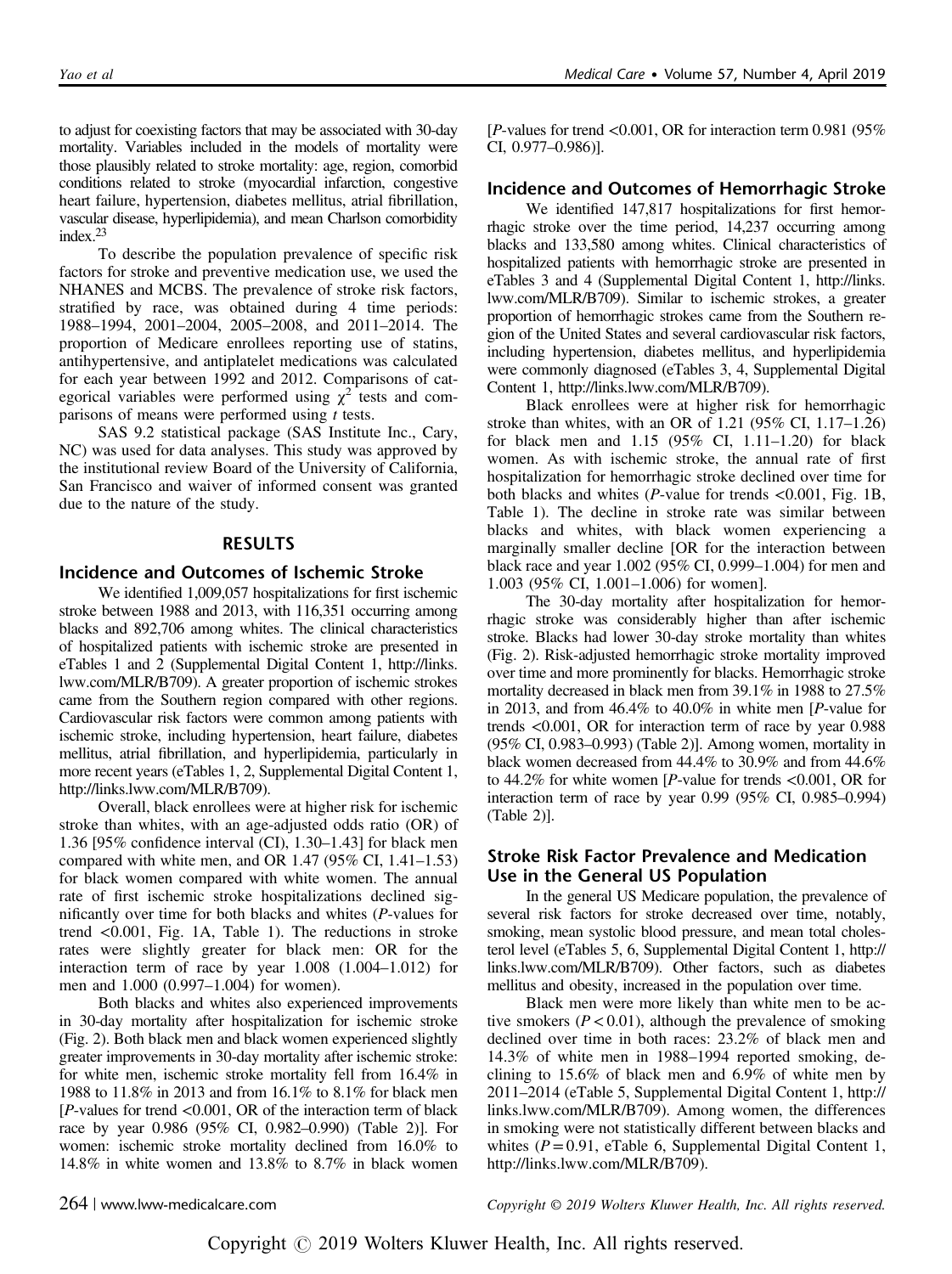to adjust for coexisting factors that may be associated with 30-day mortality. Variables included in the models of mortality were those plausibly related to stroke mortality: age, region, comorbid conditions related to stroke (myocardial infarction, congestive heart failure, hypertension, diabetes mellitus, atrial fibrillation, vascular disease, hyperlipidemia), and mean Charlson comorbidity index.[23]

To describe the population prevalence of specific risk factors for stroke and preventive medication use, we used the NHANES and MCBS. The prevalence of stroke risk factors, stratified by race, was obtained during 4 time periods: 1988–1994, 2001–2004, 2005–2008, and 2011–2014. The proportion of Medicare enrollees reporting use of statins, antihypertensive, and antiplatelet medications was calculated for each year between 1992 and 2012. Comparisons of categorical variables were performed using $\chi^2$ tests and comparisons of means were performed using *t* tests.

SAS 9.2 statistical package (SAS Institute Inc., Cary, NC) was used for data analyses. This study was approved by the institutional review Board of the University of California, San Francisco and waiver of informed consent was granted due to the nature of the study.

## RESULTS

### Incidence and Outcomes of Ischemic Stroke

We identified 1,009,057 hospitalizations for first ischemic stroke between 1988 and 2013, with 116,351 occurring among blacks and 892,706 among whites. The clinical characteristics of hospitalized patients with ischemic stroke are presented in eTables 1 and 2 (Supplemental Digital Content 1, http://links.lww.com/MLR/B709). A greater proportion of ischemic strokes came from the Southern region compared with other regions. Cardiovascular risk factors were common among patients with ischemic stroke, including hypertension, heart failure, diabetes mellitus, atrial fibrillation, and hyperlipidemia, particularly in more recent years (eTables 1, 2, Supplemental Digital Content 1, http://links.lww.com/MLR/B709).

Overall, black enrollees were at higher risk for ischemic stroke than whites, with an age-adjusted odds ratio (OR) of 1.36 [95% confidence interval (CI), 1.30–1.43] for black men compared with white men, and OR 1.47 (95% CI, 1.41–1.53) for black women compared with white women. The annual rate of first ischemic stroke hospitalizations declined significantly over time for both blacks and whites (*P*-values for trend <0.001, Fig. 1A, Table 1). The reductions in stroke rates were slightly greater for black men: OR for the interaction term of race by year 1.008 (1.004–1.012) for men and 1.000 (0.997–1.004) for women.

Both blacks and whites also experienced improvements in 30-day mortality after hospitalization for ischemic stroke (Fig. 2). Both black men and black women experienced slightly greater improvements in 30-day mortality after ischemic stroke: for white men, ischemic stroke mortality fell from 16.4% in 1988 to 11.8% in 2013 and from 16.1% to 8.1% for black men [*P*-values for trend <0.001, OR of the interaction term of black race by year 0.986 (95% CI, 0.982–0.990) (Table 2)]. For women: ischemic stroke mortality declined from 16.0% to 14.8% in white women and 13.8% to 8.7% in black women [*P*-values for trend <0.001, OR for interaction term 0.981 (95% CI, 0.977–0.986)].

### Incidence and Outcomes of Hemorrhagic Stroke

We identified 147,817 hospitalizations for first hemorrhagic stroke over the time period, 14,237 occurring among blacks and 133,580 among whites. Clinical characteristics of hospitalized patients with hemorrhagic stroke are presented in eTables 3 and 4 (Supplemental Digital Content 1, http://links.lww.com/MLR/B709). Similar to ischemic strokes, a greater proportion of hemorrhagic strokes came from the Southern region of the United States and several cardiovascular risk factors, including hypertension, diabetes mellitus, and hyperlipidemia were commonly diagnosed (eTables 3, 4, Supplemental Digital Content 1, http://links.lww.com/MLR/B709).

Black enrollees were at higher risk for hemorrhagic stroke than whites, with an OR of 1.21 (95% CI, 1.17–1.26) for black men and 1.15 (95% CI, 1.11–1.20) for black women. As with ischemic stroke, the annual rate of first hospitalization for hemorrhagic stroke declined over time for both blacks and whites (*P*-value for trends <0.001, Fig. 1B, Table 1). The decline in stroke rate was similar between blacks and whites, with black women experiencing a marginally smaller decline [OR for the interaction between black race and year 1.002 (95% CI, 0.999–1.004) for men and 1.003 (95% CI, 1.001–1.006) for women].

The 30-day mortality after hospitalization for hemorrhagic stroke was considerably higher than after ischemic stroke. Blacks had lower 30-day stroke mortality than whites (Fig. 2). Risk-adjusted hemorrhagic stroke mortality improved over time and more prominently for blacks. Hemorrhagic stroke mortality decreased in black men from 39.1% in 1988 to 27.5% in 2013, and from 46.4% to 40.0% in white men [*P*-value for trends <0.001, OR for interaction term of race by year 0.988 (95% CI, 0.983–0.993) (Table 2)]. Among women, mortality in black women decreased from 44.4% to 30.9% and from 44.6% to 44.2% for white women [*P*-value for trends <0.001, OR for interaction term of race by year 0.99 (95% CI, 0.985–0.994) (Table 2)].

### Stroke Risk Factor Prevalence and Medication Use in the General US Population

In the general US Medicare population, the prevalence of several risk factors for stroke decreased over time, notably, smoking, mean systolic blood pressure, and mean total cholesterol level (eTables 5, 6, Supplemental Digital Content 1, http://links.lww.com/MLR/B709). Other factors, such as diabetes mellitus and obesity, increased in the population over time.

Black men were more likely than white men to be active smokers ($P < 0.01$), although the prevalence of smoking declined over time in both races: 23.2% of black men and 14.3% of white men in 1988–1994 reported smoking, declining to 15.6% of black men and 6.9% of white men by 2011–2014 (eTable 5, Supplemental Digital Content 1, http://links.lww.com/MLR/B709). Among women, the differences in smoking were not statistically different between blacks and whites ($P = 0.91$, eTable 6, Supplemental Digital Content 1, http://links.lww.com/MLR/B709).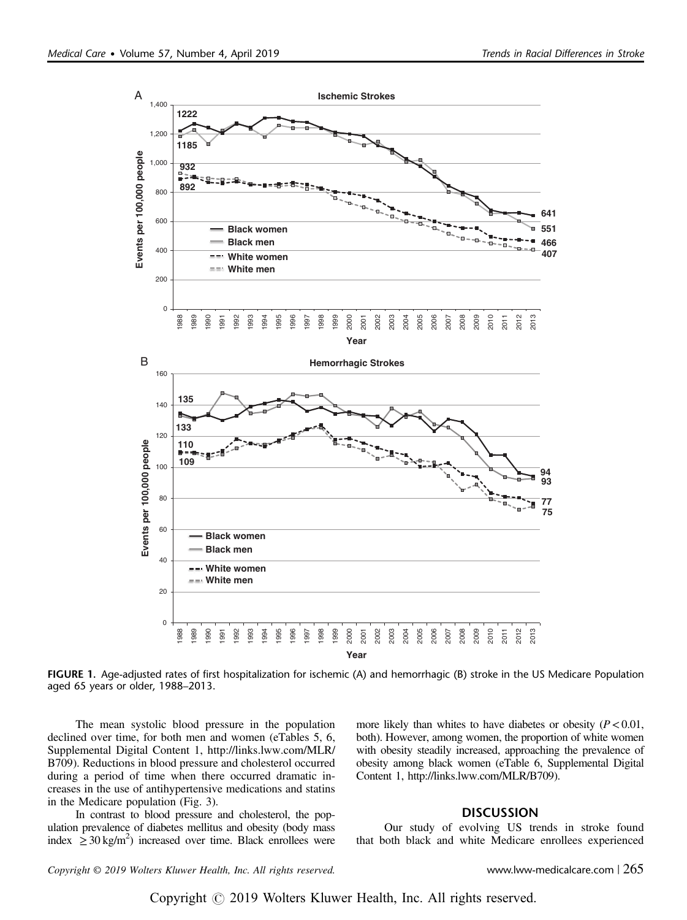FIGURE 1. Age-adjusted rates of first hospitalization for ischemic (A) and hemorrhagic (B) stroke in the US Medicare Population aged 65 years or older, 1988–2013.

The mean systolic blood pressure in the population declined over time, for both men and women (eTables 5, 6, Supplemental Digital Content 1, http://links.lww.com/MLR/B709). Reductions in blood pressure and cholesterol occurred during a period of time when there occurred dramatic increases in the use of antihypertensive medications and statins in the Medicare population (Fig. 3).

In contrast to blood pressure and cholesterol, the population prevalence of diabetes mellitus and obesity (body mass index $\geq 30\,kg/m^2$) increased over time. Black enrollees were more likely than whites to have diabetes or obesity ($P < 0.01$, both). However, among women, the proportion of white women with obesity steadily increased, approaching the prevalence of obesity among black women (eTable 6, Supplemental Digital Content 1, http://links.lww.com/MLR/B709).

## DISCUSSION

Our study of evolving US trends in stroke found that both black and white Medicare enrollees experienced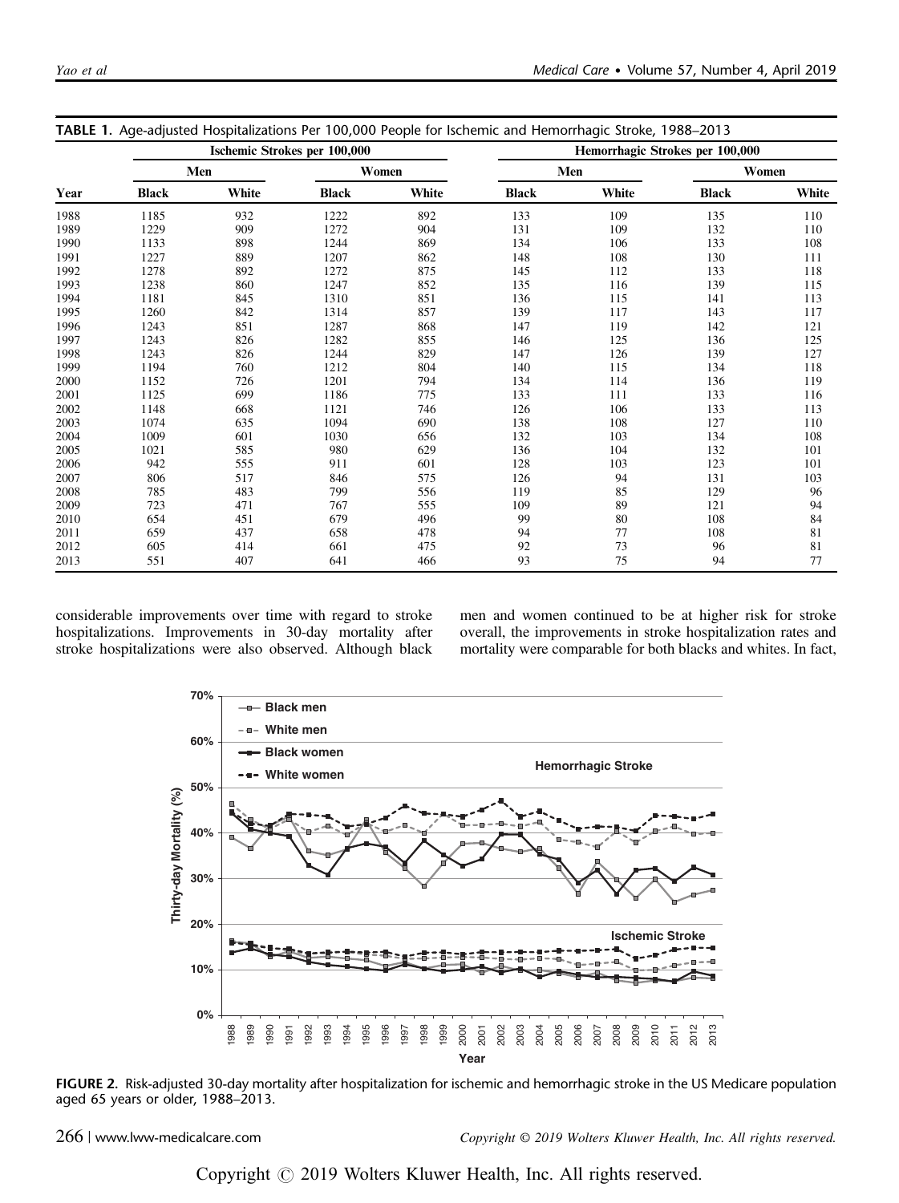**TABLE 1.** Age-adjusted Hospitalizations Per 100,000 People for Ischemic and Hemorrhagic Stroke, 1988–2013

| | Ischemic Strokes per 100,000 | | | | Hemorrhagic Strokes per 100,000 | | | |
|---|---|---|---|---|---|---|---|---|
| | Men | | Women | | Men | | Women | |
| Year | Black | White | Black | White | Black | White | Black | White |
| 1988 | 1185 | 932 | 1222 | 892 | 133 | 109 | 135 | 110 |
| 1989 | 1229 | 909 | 1272 | 904 | 131 | 109 | 132 | 110 |
| 1990 | 1133 | 898 | 1244 | 869 | 134 | 106 | 133 | 108 |
| 1991 | 1227 | 889 | 1207 | 862 | 148 | 108 | 130 | 111 |
| 1992 | 1278 | 892 | 1272 | 875 | 145 | 112 | 133 | 118 |
| 1993 | 1238 | 860 | 1247 | 852 | 135 | 116 | 139 | 115 |
| 1994 | 1181 | 845 | 1310 | 851 | 136 | 115 | 141 | 113 |
| 1995 | 1260 | 842 | 1314 | 857 | 139 | 117 | 143 | 117 |
| 1996 | 1243 | 851 | 1287 | 868 | 147 | 119 | 142 | 121 |
| 1997 | 1243 | 826 | 1282 | 855 | 146 | 125 | 136 | 125 |
| 1998 | 1243 | 826 | 1244 | 829 | 147 | 126 | 139 | 127 |
| 1999 | 1194 | 760 | 1212 | 804 | 140 | 115 | 134 | 118 |
| 2000 | 1152 | 726 | 1201 | 794 | 134 | 114 | 136 | 119 |
| 2001 | 1125 | 699 | 1186 | 775 | 133 | 111 | 133 | 116 |
| 2002 | 1148 | 668 | 1121 | 746 | 126 | 106 | 133 | 113 |
| 2003 | 1074 | 635 | 1094 | 690 | 138 | 108 | 127 | 110 |
| 2004 | 1009 | 601 | 1030 | 656 | 132 | 103 | 134 | 108 |
| 2005 | 1021 | 585 | 980 | 629 | 136 | 104 | 132 | 101 |
| 2006 | 942 | 555 | 911 | 601 | 128 | 103 | 123 | 101 |
| 2007 | 806 | 517 | 846 | 575 | 126 | 94 | 131 | 103 |
| 2008 | 785 | 483 | 799 | 556 | 119 | 85 | 129 | 96 |
| 2009 | 723 | 471 | 767 | 555 | 109 | 89 | 121 | 94 |
| 2010 | 654 | 451 | 679 | 496 | 99 | 80 | 108 | 84 |
| 2011 | 659 | 437 | 658 | 478 | 94 | 77 | 108 | 81 |
| 2012 | 605 | 414 | 661 | 475 | 92 | 73 | 96 | 81 |
| 2013 | 551 | 407 | 641 | 466 | 93 | 75 | 94 | 77 |

considerable improvements over time with regard to stroke hospitalizations. Improvements in 30-day mortality after stroke hospitalizations were also observed. Although black men and women continued to be at higher risk for stroke overall, the improvements in stroke hospitalization rates and mortality were comparable for both blacks and whites. In fact,

**FIGURE 2.** Risk-adjusted 30-day mortality after hospitalization for ischemic and hemorrhagic stroke in the US Medicare population aged 65 years or older, 1988–2013.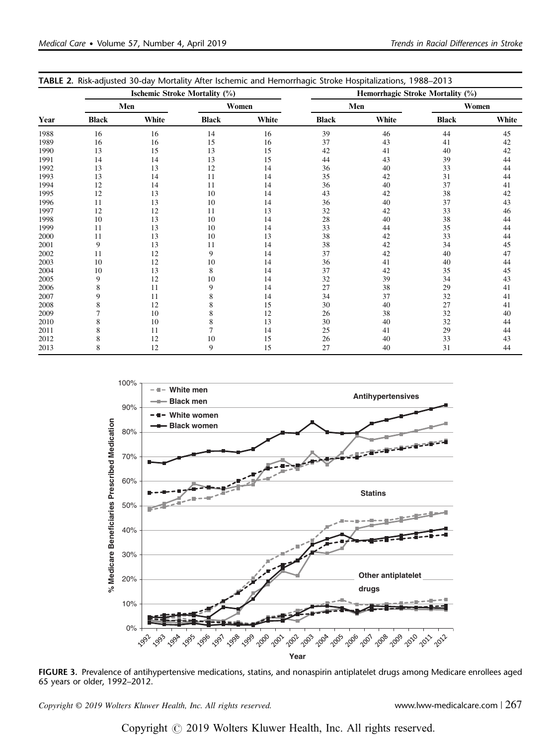**TABLE 2.** Risk-adjusted 30-day Mortality After Ischemic and Hemorrhagic Stroke Hospitalizations, 1988–2013

| | Ischemic Stroke Mortality (%) | | | | Hemorrhagic Stroke Mortality (%) | | | |
|---|---|---|---|---|---|---|---|---|
| | Men | | Women | | Men | | Women | |
| Year | Black | White | Black | White | Black | White | Black | White |
| 1988 | 16 | 16 | 14 | 16 | 39 | 46 | 44 | 45 |
| 1989 | 16 | 16 | 15 | 16 | 37 | 43 | 41 | 42 |
| 1990 | 13 | 15 | 13 | 15 | 42 | 41 | 40 | 42 |
| 1991 | 14 | 14 | 13 | 15 | 44 | 43 | 39 | 44 |
| 1992 | 13 | 13 | 12 | 14 | 36 | 40 | 33 | 44 |
| 1993 | 13 | 14 | 11 | 14 | 35 | 42 | 31 | 44 |
| 1994 | 12 | 14 | 11 | 14 | 36 | 40 | 37 | 41 |
| 1995 | 12 | 13 | 10 | 14 | 43 | 42 | 38 | 42 |
| 1996 | 11 | 13 | 10 | 14 | 36 | 40 | 37 | 43 |
| 1997 | 12 | 12 | 11 | 13 | 32 | 42 | 33 | 46 |
| 1998 | 10 | 13 | 10 | 14 | 28 | 40 | 38 | 44 |
| 1999 | 11 | 13 | 10 | 14 | 33 | 44 | 35 | 44 |
| 2000 | 11 | 13 | 10 | 13 | 38 | 42 | 33 | 44 |
| 2001 | 9 | 13 | 11 | 14 | 38 | 42 | 34 | 45 |
| 2002 | 11 | 12 | 9 | 14 | 37 | 42 | 40 | 47 |
| 2003 | 10 | 12 | 10 | 14 | 36 | 41 | 40 | 44 |
| 2004 | 10 | 13 | 8 | 14 | 37 | 42 | 35 | 45 |
| 2005 | 9 | 12 | 10 | 14 | 32 | 39 | 34 | 43 |
| 2006 | 8 | 11 | 9 | 14 | 27 | 38 | 29 | 41 |
| 2007 | 9 | 11 | 8 | 14 | 34 | 37 | 32 | 41 |
| 2008 | 8 | 12 | 8 | 15 | 30 | 40 | 27 | 41 |
| 2009 | 7 | 10 | 8 | 12 | 26 | 38 | 32 | 40 |
| 2010 | 8 | 10 | 8 | 13 | 30 | 40 | 32 | 44 |
| 2011 | 8 | 11 | 7 | 14 | 25 | 41 | 29 | 44 |
| 2012 | 8 | 12 | 10 | 15 | 26 | 40 | 33 | 43 |
| 2013 | 8 | 12 | 9 | 15 | 27 | 40 | 31 | 44 |

**FIGURE 3.** Prevalence of antihypertensive medications, statins, and nonaspirin antiplatelet drugs among Medicare enrollees aged 65 years or older, 1992–2012.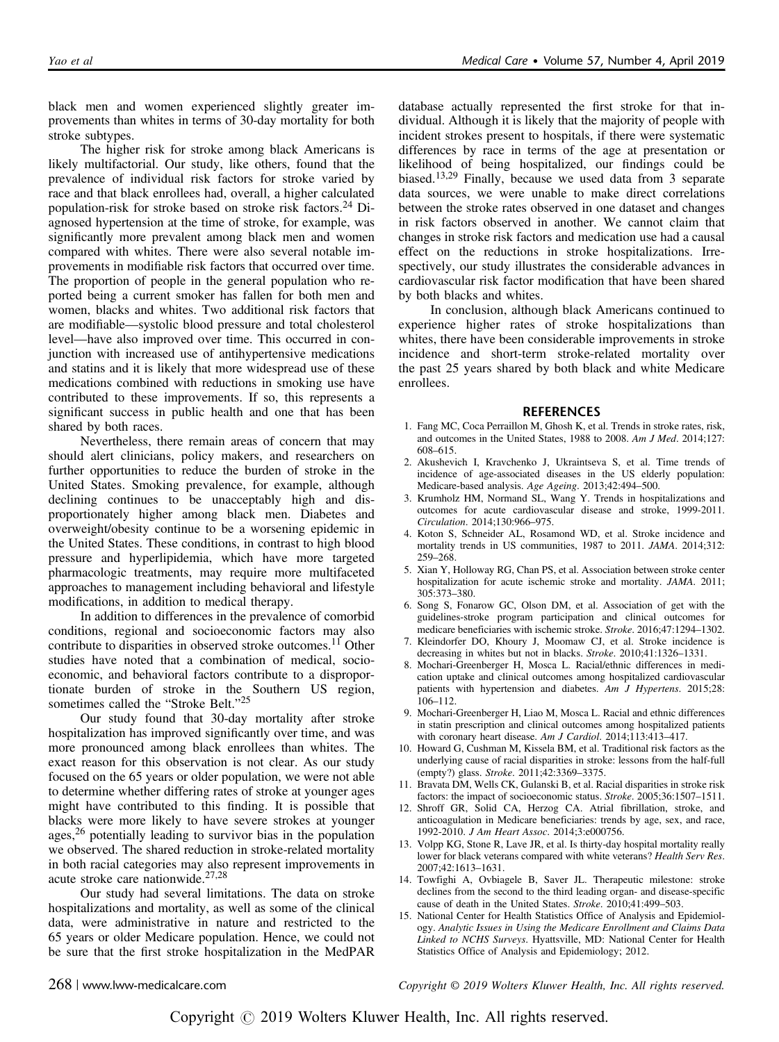black men and women experienced slightly greater improvements than whites in terms of 30-day mortality for both stroke subtypes.

The higher risk for stroke among black Americans is likely multifactorial. Our study, like others, found that the prevalence of individual risk factors for stroke varied by race and that black enrollees had, overall, a higher calculated population-risk for stroke based on stroke risk factors.[24] Diagnosed hypertension at the time of stroke, for example, was significantly more prevalent among black men and women compared with whites. There were also several notable improvements in modifiable risk factors that occurred over time. The proportion of people in the general population who reported being a current smoker has fallen for both men and women, blacks and whites. Two additional risk factors that are modifiable—systolic blood pressure and total cholesterol level—have also improved over time. This occurred in conjunction with increased use of antihypertensive medications and statins and it is likely that more widespread use of these medications combined with reductions in smoking use have contributed to these improvements. If so, this represents a significant success in public health and one that has been shared by both races.

Nevertheless, there remain areas of concern that may should alert clinicians, policy makers, and researchers on further opportunities to reduce the burden of stroke in the United States. Smoking prevalence, for example, although declining continues to be unacceptably high and disproportionately higher among black men. Diabetes and overweight/obesity continue to be a worsening epidemic in the United States. These conditions, in contrast to high blood pressure and hyperlipidemia, which have more targeted pharmacologic treatments, may require more multifaceted approaches to management including behavioral and lifestyle modifications, in addition to medical therapy.

In addition to differences in the prevalence of comorbid conditions, regional and socioeconomic factors may also contribute to disparities in observed stroke outcomes.[11] Other studies have noted that a combination of medical, socioeconomic, and behavioral factors contribute to a disproportionate burden of stroke in the Southern US region, sometimes called the "Stroke Belt."[25]

Our study found that 30-day mortality after stroke hospitalization has improved significantly over time, and was more pronounced among black enrollees than whites. The exact reason for this observation is not clear. As our study focused on the 65 years or older population, we were not able to determine whether differing rates of stroke at younger ages might have contributed to this finding. It is possible that blacks were more likely to have severe strokes at younger ages,[26] potentially leading to survivor bias in the population we observed. The shared reduction in stroke-related mortality in both racial categories may also represent improvements in acute stroke care nationwide.[27,28]

Our study had several limitations. The data on stroke hospitalizations and mortality, as well as some of the clinical data, were administrative in nature and restricted to the 65 years or older Medicare population. Hence, we could not be sure that the first stroke hospitalization in the MedPAR database actually represented the first stroke for that individual. Although it is likely that the majority of people with incident strokes present to hospitals, if there were systematic differences by race in terms of the age at presentation or likelihood of being hospitalized, our findings could be biased.[13,29] Finally, because we used data from 3 separate data sources, we were unable to make direct correlations between the stroke rates observed in one dataset and changes in risk factors observed in another. We cannot claim that changes in stroke risk factors and medication use had a causal effect on the reductions in stroke hospitalizations. Irrespectively, our study illustrates the considerable advances in cardiovascular risk factor modification that have been shared by both blacks and whites.

In conclusion, although black Americans continued to experience higher rates of stroke hospitalizations than whites, there have been considerable improvements in stroke incidence and short-term stroke-related mortality over the past 25 years shared by both black and white Medicare enrollees.

## REFERENCES

1. Fang MC, Coca Perraillon M, Ghosh K, et al. Trends in stroke rates, risk, and outcomes in the United States, 1988 to 2008. *Am J Med*. 2014;127:608–615.
2. Akushevich I, Kravchenko J, Ukraintseva S, et al. Time trends of incidence of age-associated diseases in the US elderly population: Medicare-based analysis. *Age Ageing*. 2013;42:494–500.
3. Krumholz HM, Normand SL, Wang Y. Trends in hospitalizations and outcomes for acute cardiovascular disease and stroke, 1999-2011. *Circulation*. 2014;130:966–975.
4. Koton S, Schneider AL, Rosamond WD, et al. Stroke incidence and mortality trends in US communities, 1987 to 2011. *JAMA*. 2014;312:259–268.
5. Xian Y, Holloway RG, Chan PS, et al. Association between stroke center hospitalization for acute ischemic stroke and mortality. *JAMA*. 2011;305:373–380.
6. Song S, Fonarow GC, Olson DM, et al. Association of get with the guidelines-stroke program participation and clinical outcomes for medicare beneficiaries with ischemic stroke. *Stroke*. 2016;47:1294–1302.
7. Kleindorfer DO, Khoury J, Moomaw CJ, et al. Stroke incidence is decreasing in whites but not in blacks. *Stroke*. 2010;41:1326–1331.
8. Mochari-Greenberger H, Mosca L. Racial/ethnic differences in medication uptake and clinical outcomes among hospitalized cardiovascular patients with hypertension and diabetes. *Am J Hypertens*. 2015;28:106–112.
9. Mochari-Greenberger H, Liao M, Mosca L. Racial and ethnic differences in statin prescription and clinical outcomes among hospitalized patients with coronary heart disease. *Am J Cardiol*. 2014;113:413–417.
10. Howard G, Cushman M, Kissela BM, et al. Traditional risk factors as the underlying cause of racial disparities in stroke: lessons from the half-full (empty?) glass. *Stroke*. 2011;42:3369–3375.
11. Bravata DM, Wells CK, Gulanski B, et al. Racial disparities in stroke risk factors: the impact of socioeconomic status. *Stroke*. 2005;36:1507–1511.
12. Shroff GR, Solid CA, Herzog CA. Atrial fibrillation, stroke, and anticoagulation in Medicare beneficiaries: trends by age, sex, and race, 1992-2010. *J Am Heart Assoc*. 2014;3:e000756.
13. Volpp KG, Stone R, Lave JR, et al. Is thirty-day hospital mortality really lower for black veterans compared with white veterans? *Health Serv Res*. 2007;42:1613–1631.
14. Towfighi A, Ovbiagele B, Saver JL. Therapeutic milestone: stroke declines from the second to the third leading organ- and disease-specific cause of death in the United States. *Stroke*. 2010;41:499–503.
15. National Center for Health Statistics Office of Analysis and Epidemiology. *Analytic Issues in Using the Medicare Enrollment and Claims Data Linked to NCHS Surveys*. Hyattsville, MD: National Center for Health Statistics Office of Analysis and Epidemiology; 2012.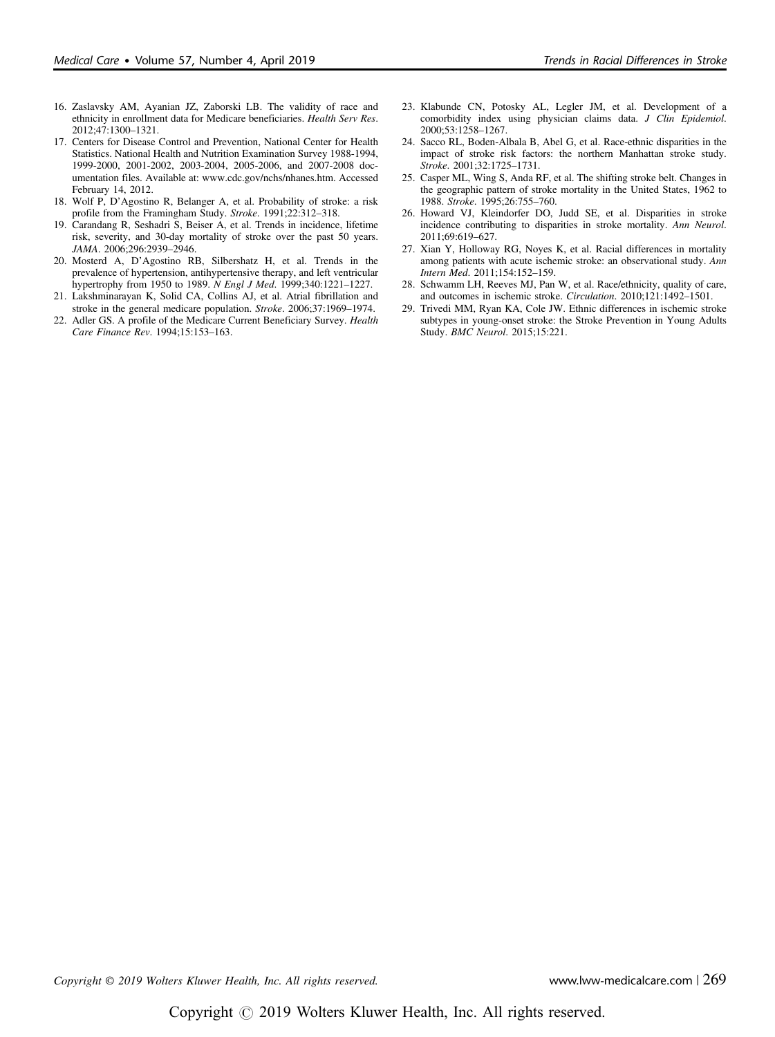16. Zaslavsky AM, Ayanian JZ, Zaborski LB. The validity of race and ethnicity in enrollment data for Medicare beneficiaries. *Health Serv Res*. 2012;47:1300–1321.
17. Centers for Disease Control and Prevention, National Center for Health Statistics. National Health and Nutrition Examination Survey 1988-1994, 1999-2000, 2001-2002, 2003-2004, 2005-2006, and 2007-2008 documentation files. Available at: www.cdc.gov/nchs/nhanes.htm. Accessed February 14, 2012.
18. Wolf P, D'Agostino R, Belanger A, et al. Probability of stroke: a risk profile from the Framingham Study. *Stroke*. 1991;22:312–318.
19. Carandang R, Seshadri S, Beiser A, et al. Trends in incidence, lifetime risk, severity, and 30-day mortality of stroke over the past 50 years. *JAMA*. 2006;296:2939–2946.
20. Mosterd A, D'Agostino RB, Silbershatz H, et al. Trends in the prevalence of hypertension, antihypertensive therapy, and left ventricular hypertrophy from 1950 to 1989. *N Engl J Med*. 1999;340:1221–1227.
21. Lakshminarayan K, Solid CA, Collins AJ, et al. Atrial fibrillation and stroke in the general medicare population. *Stroke*. 2006;37:1969–1974.
22. Adler GS. A profile of the Medicare Current Beneficiary Survey. *Health Care Finance Rev*. 1994;15:153–163.
23. Klabunde CN, Potosky AL, Legler JM, et al. Development of a comorbidity index using physician claims data. *J Clin Epidemiol*. 2000;53:1258–1267.
24. Sacco RL, Boden-Albala B, Abel G, et al. Race-ethnic disparities in the impact of stroke risk factors: the northern Manhattan stroke study. *Stroke*. 2001;32:1725–1731.
25. Casper ML, Wing S, Anda RF, et al. The shifting stroke belt. Changes in the geographic pattern of stroke mortality in the United States, 1962 to 1988. *Stroke*. 1995;26:755–760.
26. Howard VJ, Kleindorfer DO, Judd SE, et al. Disparities in stroke incidence contributing to disparities in stroke mortality. *Ann Neurol*. 2011;69:619–627.
27. Xian Y, Holloway RG, Noyes K, et al. Racial differences in mortality among patients with acute ischemic stroke: an observational study. *Ann Intern Med*. 2011;154:152–159.
28. Schwamm LH, Reeves MJ, Pan W, et al. Race/ethnicity, quality of care, and outcomes in ischemic stroke. *Circulation*. 2010;121:1492–1501.
29. Trivedi MM, Ryan KA, Cole JW. Ethnic differences in ischemic stroke subtypes in young-onset stroke: the Stroke Prevention in Young Adults Study. *BMC Neurol*. 2015;15:221.